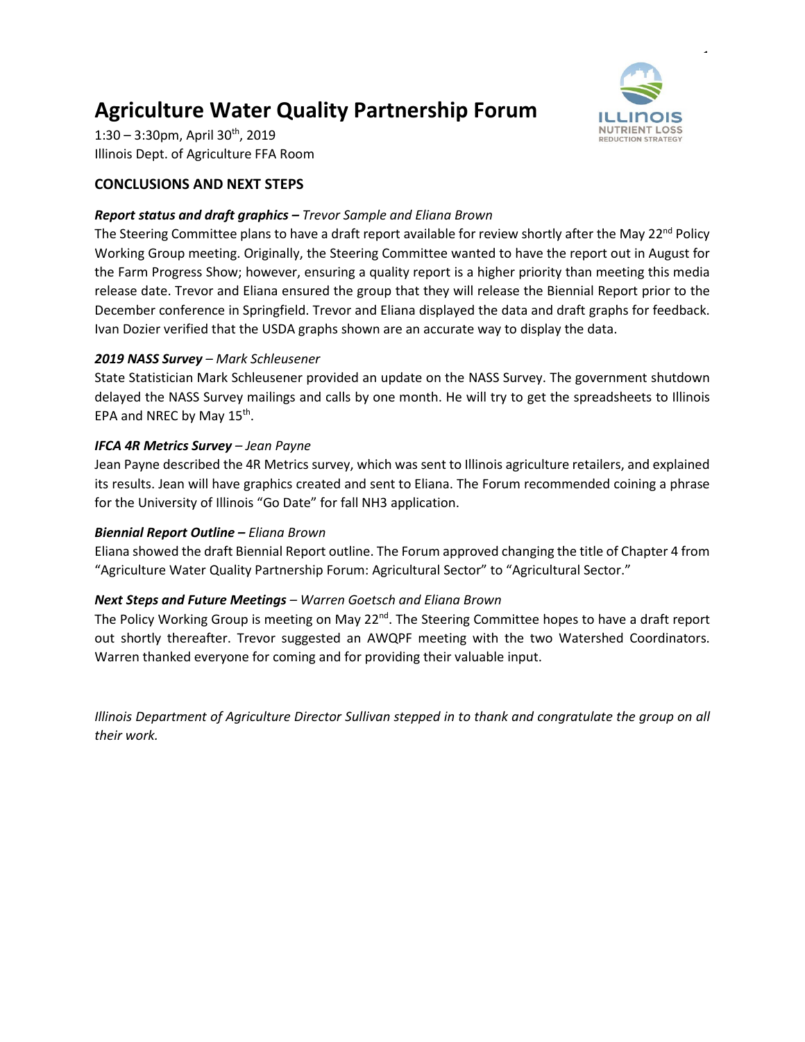# Agriculture Water Quality Partnership Forum

1:30 – 3:30pm, April 30th, 2019
Illinois Dept. of Agriculture FFA Room

## CONCLUSIONS AND NEXT STEPS

***Report status and draft graphics –*** *Trevor Sample and Eliana Brown*

The Steering Committee plans to have a draft report available for review shortly after the May 22nd Policy Working Group meeting. Originally, the Steering Committee wanted to have the report out in August for the Farm Progress Show; however, ensuring a quality report is a higher priority than meeting this media release date. Trevor and Eliana ensured the group that they will release the Biennial Report prior to the December conference in Springfield. Trevor and Eliana displayed the data and draft graphs for feedback. Ivan Dozier verified that the USDA graphs shown are an accurate way to display the data.

***2019 NASS Survey*** *– Mark Schleusener*

State Statistician Mark Schleusener provided an update on the NASS Survey. The government shutdown delayed the NASS Survey mailings and calls by one month. He will try to get the spreadsheets to Illinois EPA and NREC by May 15th.

***IFCA 4R Metrics Survey*** *– Jean Payne*

Jean Payne described the 4R Metrics survey, which was sent to Illinois agriculture retailers, and explained its results. Jean will have graphics created and sent to Eliana. The Forum recommended coining a phrase for the University of Illinois "Go Date" for fall $NH_3$ application.

***Biennial Report Outline –*** *Eliana Brown*

Eliana showed the draft Biennial Report outline. The Forum approved changing the title of Chapter 4 from "Agriculture Water Quality Partnership Forum: Agricultural Sector" to "Agricultural Sector."

***Next Steps and Future Meetings*** *– Warren Goetsch and Eliana Brown*

The Policy Working Group is meeting on May 22nd. The Steering Committee hopes to have a draft report out shortly thereafter. Trevor suggested an AWQPF meeting with the two Watershed Coordinators. Warren thanked everyone for coming and for providing their valuable input.

*Illinois Department of Agriculture Director Sullivan stepped in to thank and congratulate the group on all their work.*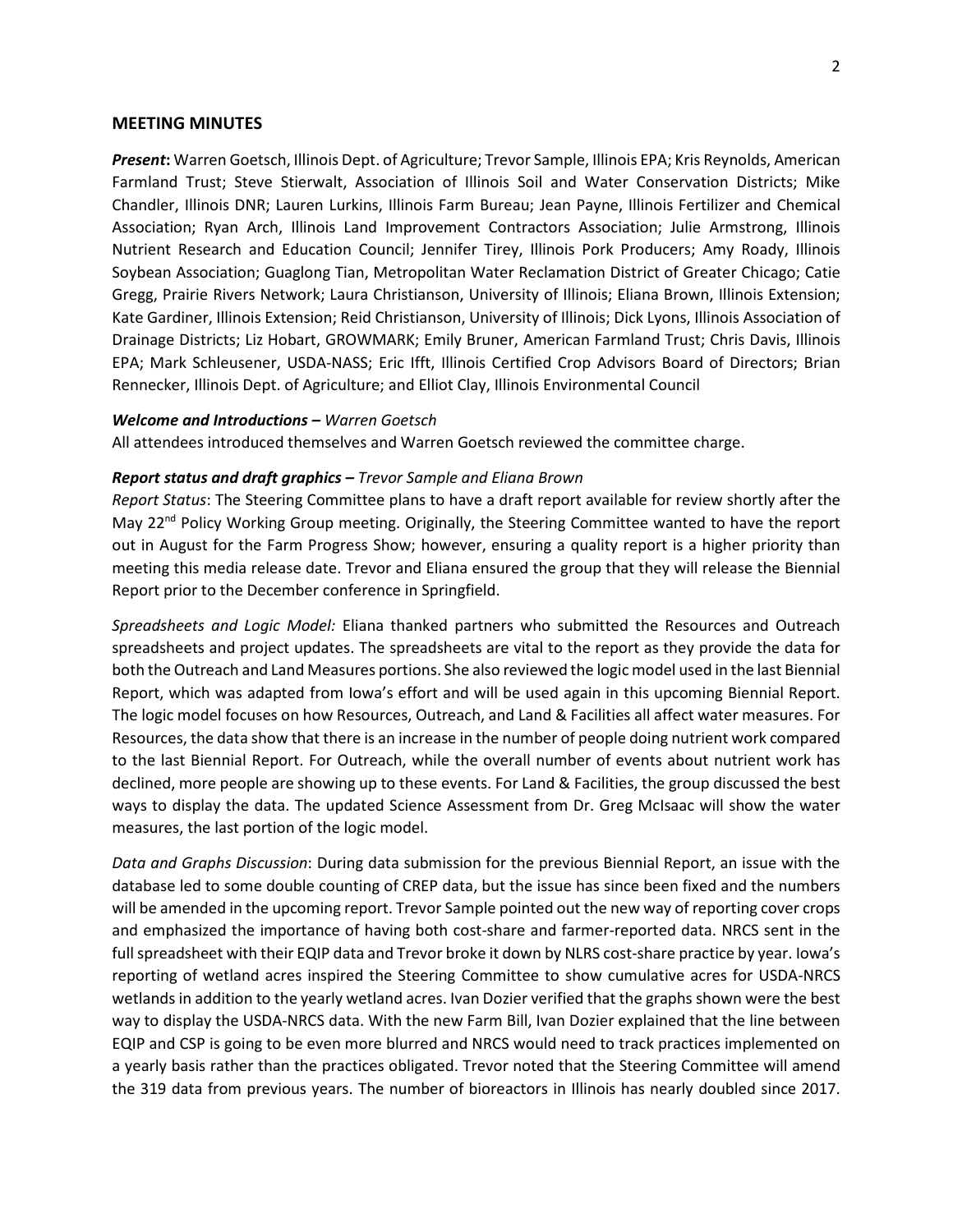## MEETING MINUTES

***Present*:** Warren Goetsch, Illinois Dept. of Agriculture; Trevor Sample, Illinois EPA; Kris Reynolds, American Farmland Trust; Steve Stierwalt, Association of Illinois Soil and Water Conservation Districts; Mike Chandler, Illinois DNR; Lauren Lurkins, Illinois Farm Bureau; Jean Payne, Illinois Fertilizer and Chemical Association; Ryan Arch, Illinois Land Improvement Contractors Association; Julie Armstrong, Illinois Nutrient Research and Education Council; Jennifer Tirey, Illinois Pork Producers; Amy Roady, Illinois Soybean Association; Guaglong Tian, Metropolitan Water Reclamation District of Greater Chicago; Catie Gregg, Prairie Rivers Network; Laura Christianson, University of Illinois; Eliana Brown, Illinois Extension; Kate Gardiner, Illinois Extension; Reid Christianson, University of Illinois; Dick Lyons, Illinois Association of Drainage Districts; Liz Hobart, GROWMARK; Emily Bruner, American Farmland Trust; Chris Davis, Illinois EPA; Mark Schleusener, USDA-NASS; Eric Ifft, Illinois Certified Crop Advisors Board of Directors; Brian Rennecker, Illinois Dept. of Agriculture; and Elliot Clay, Illinois Environmental Council

***Welcome and Introductions –*** *Warren Goetsch*

All attendees introduced themselves and Warren Goetsch reviewed the committee charge.

***Report status and draft graphics –*** *Trevor Sample and Eliana Brown*

*Report Status*: The Steering Committee plans to have a draft report available for review shortly after the May 22nd Policy Working Group meeting. Originally, the Steering Committee wanted to have the report out in August for the Farm Progress Show; however, ensuring a quality report is a higher priority than meeting this media release date. Trevor and Eliana ensured the group that they will release the Biennial Report prior to the December conference in Springfield.

*Spreadsheets and Logic Model:* Eliana thanked partners who submitted the Resources and Outreach spreadsheets and project updates. The spreadsheets are vital to the report as they provide the data for both the Outreach and Land Measures portions. She also reviewed the logic model used in the last Biennial Report, which was adapted from Iowa's effort and will be used again in this upcoming Biennial Report. The logic model focuses on how Resources, Outreach, and Land & Facilities all affect water measures. For Resources, the data show that there is an increase in the number of people doing nutrient work compared to the last Biennial Report. For Outreach, while the overall number of events about nutrient work has declined, more people are showing up to these events. For Land & Facilities, the group discussed the best ways to display the data. The updated Science Assessment from Dr. Greg McIsaac will show the water measures, the last portion of the logic model.

*Data and Graphs Discussion*: During data submission for the previous Biennial Report, an issue with the database led to some double counting of CREP data, but the issue has since been fixed and the numbers will be amended in the upcoming report. Trevor Sample pointed out the new way of reporting cover crops and emphasized the importance of having both cost-share and farmer-reported data. NRCS sent in the full spreadsheet with their EQIP data and Trevor broke it down by NLRS cost-share practice by year. Iowa's reporting of wetland acres inspired the Steering Committee to show cumulative acres for USDA-NRCS wetlands in addition to the yearly wetland acres. Ivan Dozier verified that the graphs shown were the best way to display the USDA-NRCS data. With the new Farm Bill, Ivan Dozier explained that the line between EQIP and CSP is going to be even more blurred and NRCS would need to track practices implemented on a yearly basis rather than the practices obligated. Trevor noted that the Steering Committee will amend the 319 data from previous years. The number of bioreactors in Illinois has nearly doubled since 2017.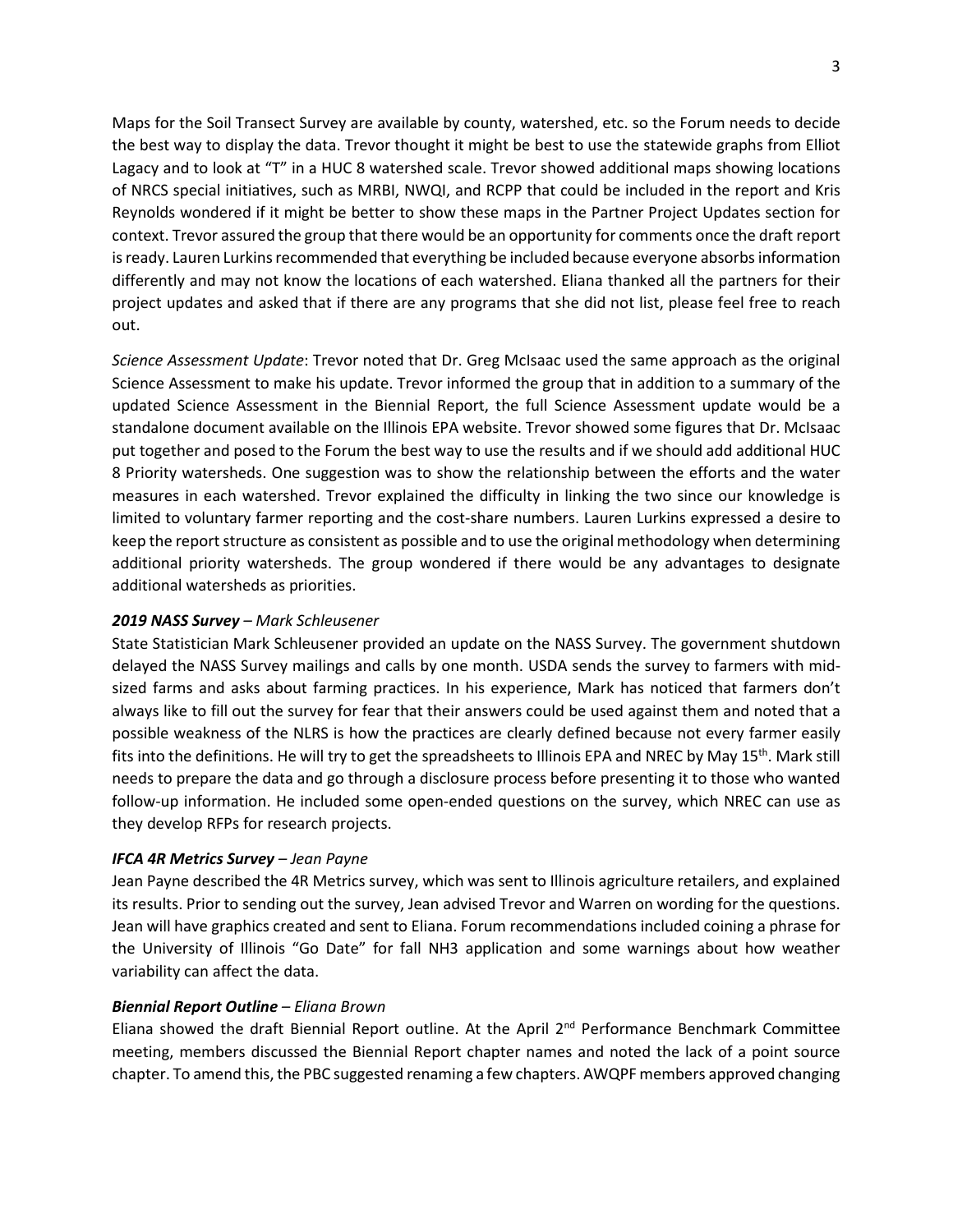Maps for the Soil Transect Survey are available by county, watershed, etc. so the Forum needs to decide the best way to display the data. Trevor thought it might be best to use the statewide graphs from Elliot Lagacy and to look at "T" in a HUC 8 watershed scale. Trevor showed additional maps showing locations of NRCS special initiatives, such as MRBI, NWQI, and RCPP that could be included in the report and Kris Reynolds wondered if it might be better to show these maps in the Partner Project Updates section for context. Trevor assured the group that there would be an opportunity for comments once the draft report is ready. Lauren Lurkins recommended that everything be included because everyone absorbs information differently and may not know the locations of each watershed. Eliana thanked all the partners for their project updates and asked that if there are any programs that she did not list, please feel free to reach out.

*Science Assessment Update*: Trevor noted that Dr. Greg McIsaac used the same approach as the original Science Assessment to make his update. Trevor informed the group that in addition to a summary of the updated Science Assessment in the Biennial Report, the full Science Assessment update would be a standalone document available on the Illinois EPA website. Trevor showed some figures that Dr. McIsaac put together and posed to the Forum the best way to use the results and if we should add additional HUC 8 Priority watersheds. One suggestion was to show the relationship between the efforts and the water measures in each watershed. Trevor explained the difficulty in linking the two since our knowledge is limited to voluntary farmer reporting and the cost-share numbers. Lauren Lurkins expressed a desire to keep the report structure as consistent as possible and to use the original methodology when determining additional priority watersheds. The group wondered if there would be any advantages to designate additional watersheds as priorities.

***2019 NASS Survey*** – *Mark Schleusener*

State Statistician Mark Schleusener provided an update on the NASS Survey. The government shutdown delayed the NASS Survey mailings and calls by one month. USDA sends the survey to farmers with mid-sized farms and asks about farming practices. In his experience, Mark has noticed that farmers don't always like to fill out the survey for fear that their answers could be used against them and noted that a possible weakness of the NLRS is how the practices are clearly defined because not every farmer easily fits into the definitions. He will try to get the spreadsheets to Illinois EPA and NREC by May 15th. Mark still needs to prepare the data and go through a disclosure process before presenting it to those who wanted follow-up information. He included some open-ended questions on the survey, which NREC can use as they develop RFPs for research projects.

***IFCA 4R Metrics Survey*** – *Jean Payne*

Jean Payne described the 4R Metrics survey, which was sent to Illinois agriculture retailers, and explained its results. Prior to sending out the survey, Jean advised Trevor and Warren on wording for the questions. Jean will have graphics created and sent to Eliana. Forum recommendations included coining a phrase for the University of Illinois "Go Date" for fall $NH_3$ application and some warnings about how weather variability can affect the data.

***Biennial Report Outline*** – *Eliana Brown*

Eliana showed the draft Biennial Report outline. At the April 2nd Performance Benchmark Committee meeting, members discussed the Biennial Report chapter names and noted the lack of a point source chapter. To amend this, the PBC suggested renaming a few chapters. AWQPF members approved changing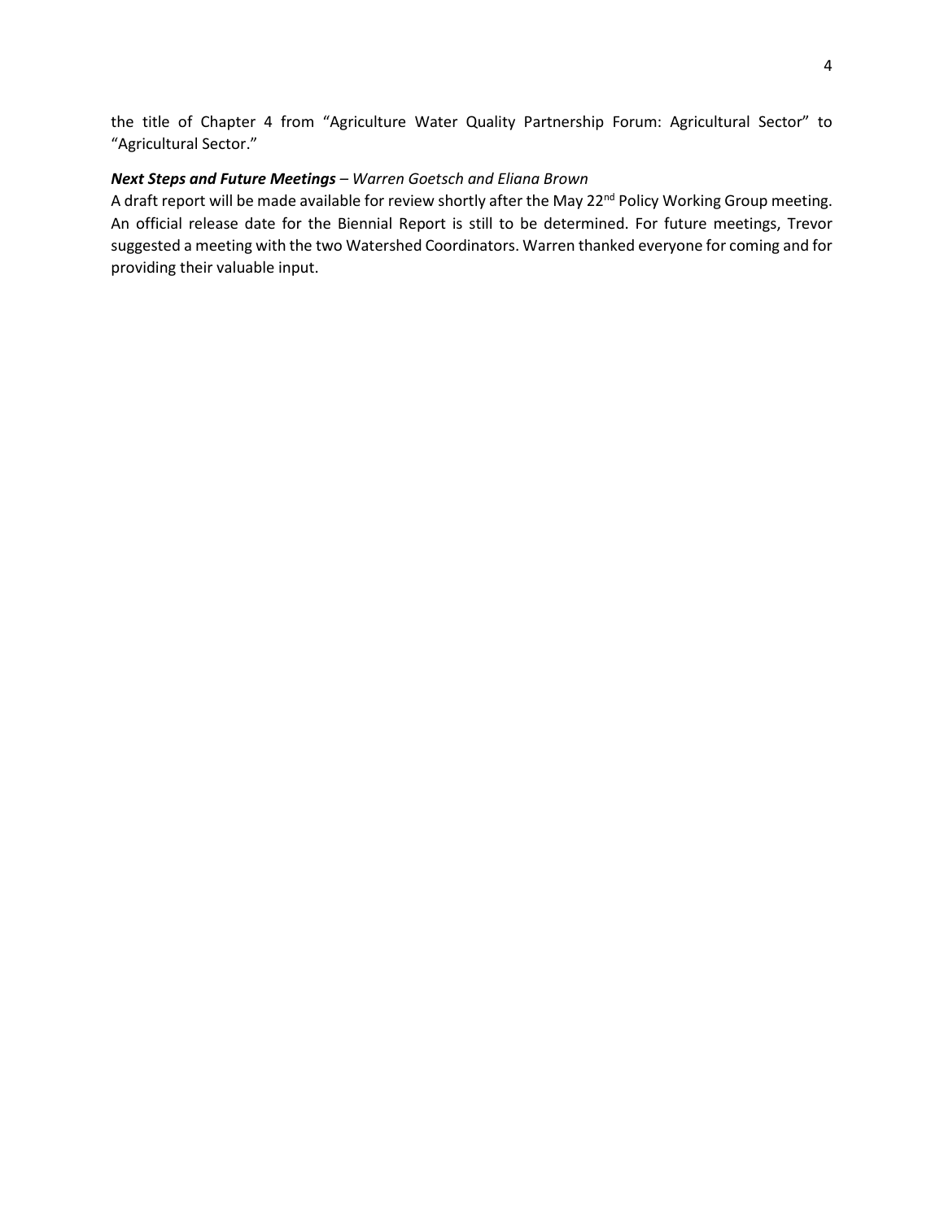the title of Chapter 4 from "Agriculture Water Quality Partnership Forum: Agricultural Sector" to "Agricultural Sector."

***Next Steps and Future Meetings*** – *Warren Goetsch and Eliana Brown*

A draft report will be made available for review shortly after the May 22nd Policy Working Group meeting. An official release date for the Biennial Report is still to be determined. For future meetings, Trevor suggested a meeting with the two Watershed Coordinators. Warren thanked everyone for coming and for providing their valuable input.